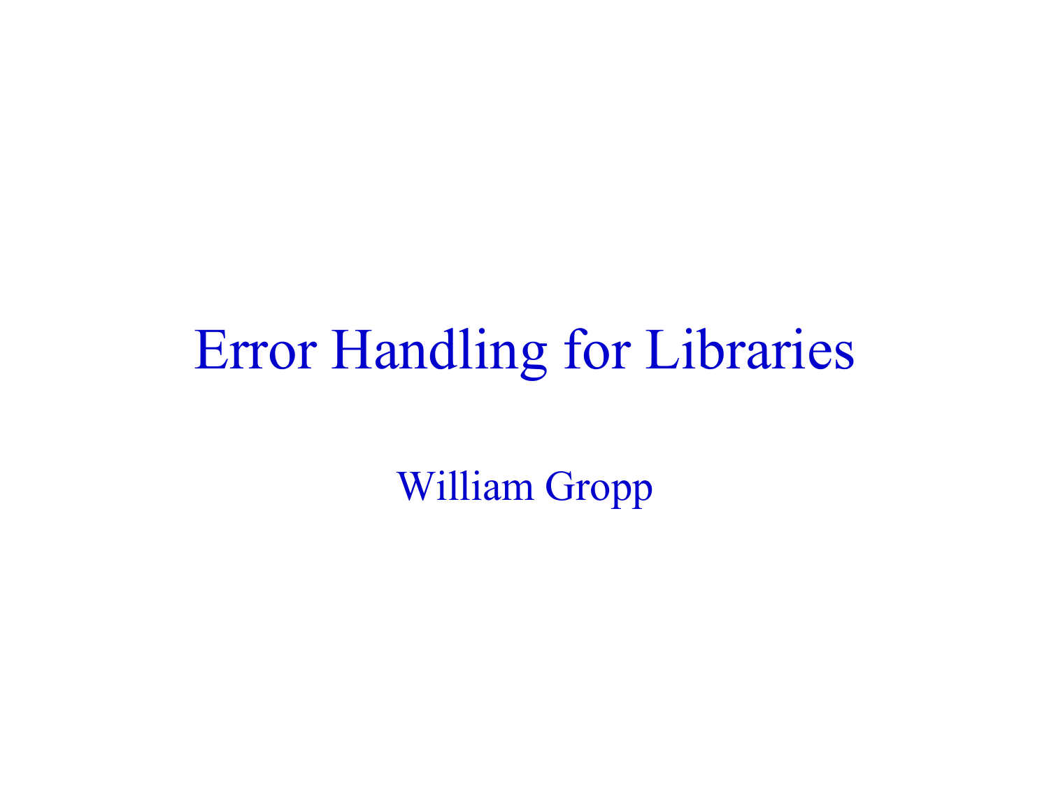# Error Handling for Libraries

William Gropp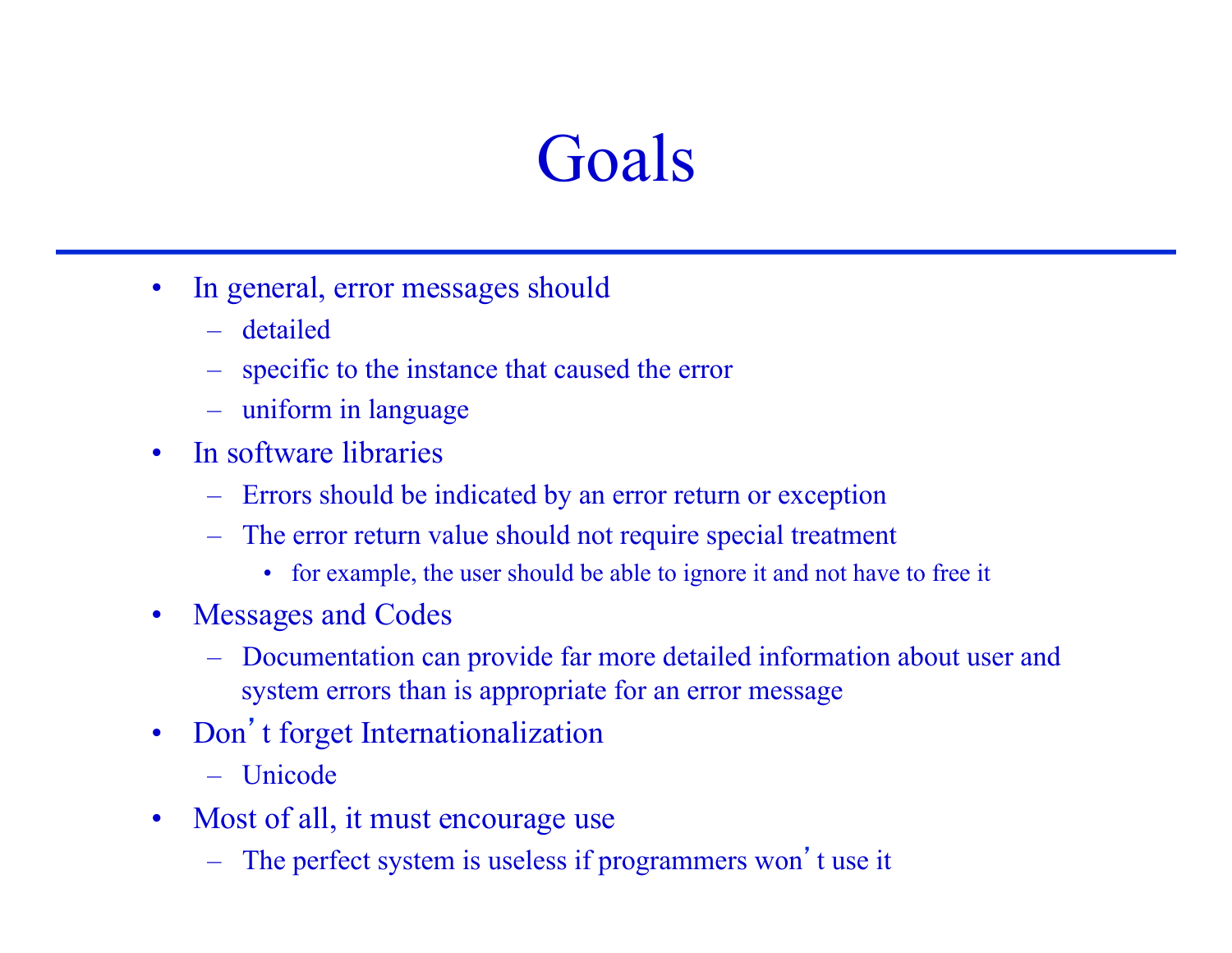# Goals

- In general, error messages should
  - detailed
  - specific to the instance that caused the error
  - uniform in language
- In software libraries
  - Errors should be indicated by an error return or exception
  - The error return value should not require special treatment
    - for example, the user should be able to ignore it and not have to free it
- Messages and Codes
  - Documentation can provide far more detailed information about user and system errors than is appropriate for an error message
- Don't forget Internationalization
  - Unicode
- Most of all, it must encourage use
  - The perfect system is useless if programmers won't use it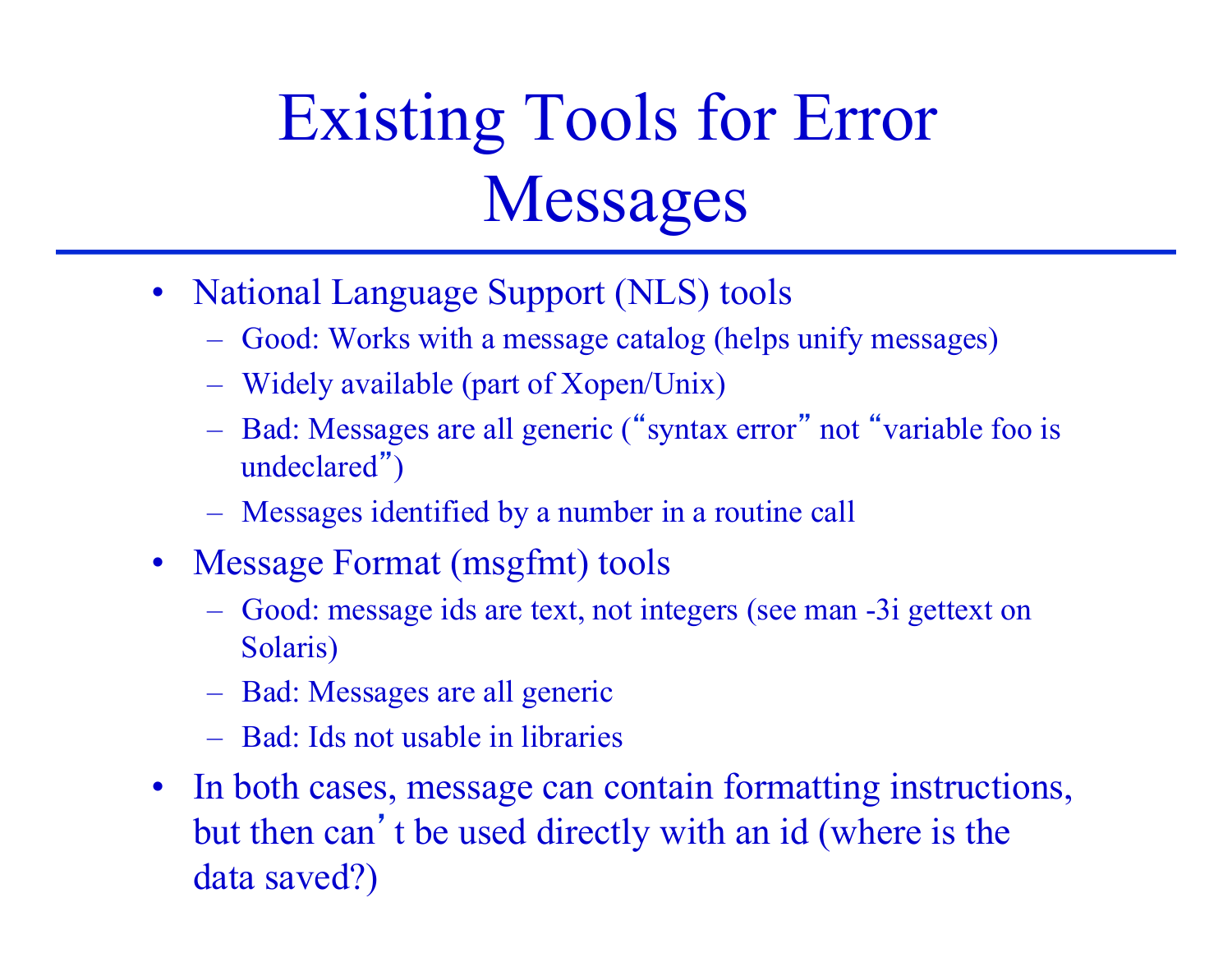# Existing Tools for Error Messages

- National Language Support (NLS) tools
  - Good: Works with a message catalog (helps unify messages)
  - Widely available (part of Xopen/Unix)
  - Bad: Messages are all generic ("syntax error" not "variable foo is undeclared")
  - Messages identified by a number in a routine call
- Message Format (msgfmt) tools
  - Good: message ids are text, not integers (see man -3i gettext on Solaris)
  - Bad: Messages are all generic
  - Bad: Ids not usable in libraries
- In both cases, message can contain formatting instructions, but then can't be used directly with an id (where is the data saved?)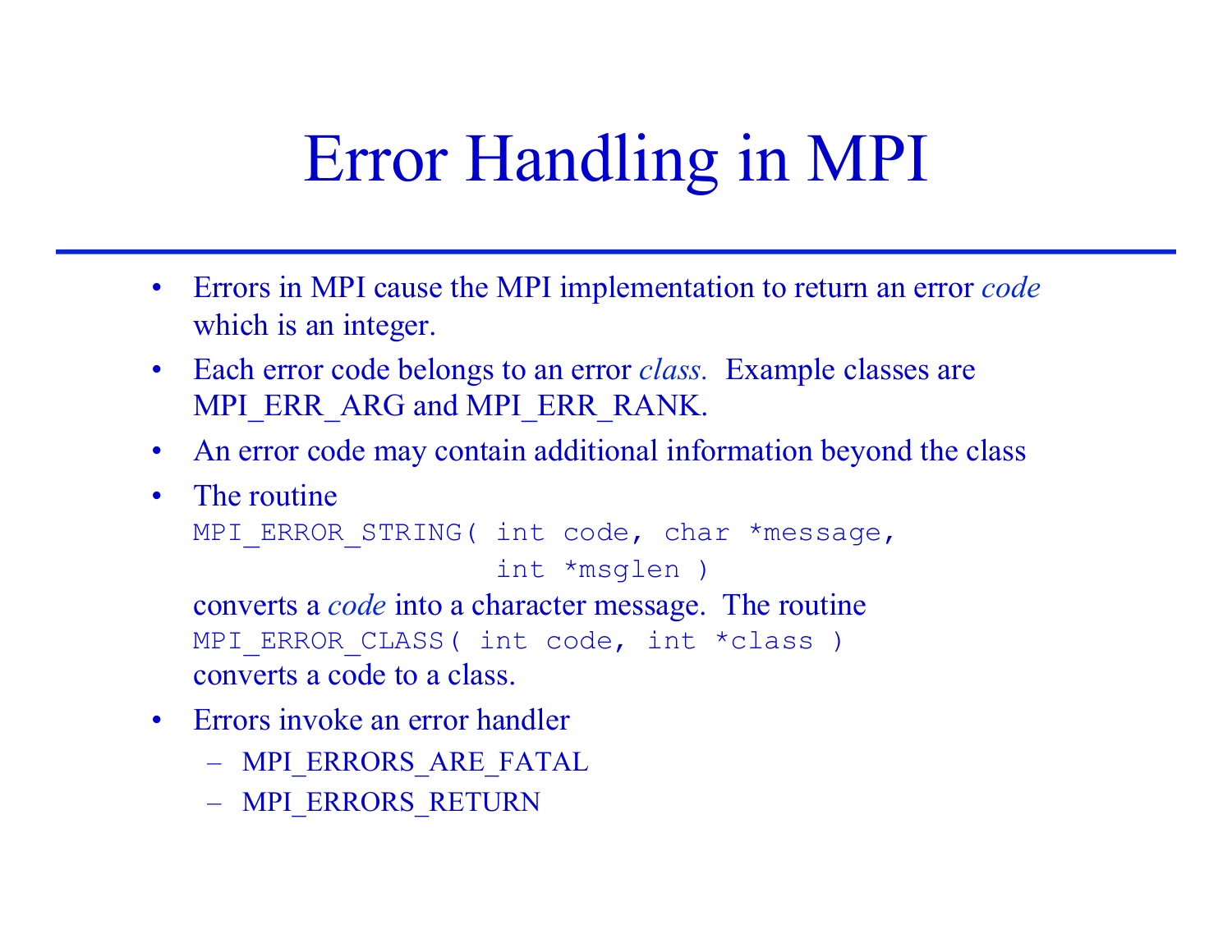# Error Handling in MPI

- Errors in MPI cause the MPI implementation to return an error *code* which is an integer.
- Each error code belongs to an error *class.* Example classes are MPI_ERR_ARG and MPI_ERR_RANK.
- An error code may contain additional information beyond the class
- The routine

  ```
  MPI_ERROR_STRING( int code, char *message,
                    int *msglen )
  ```

  converts a *code* into a character message. The routine

  ```
  MPI_ERROR_CLASS( int code, int *class )
  ```

  converts a code to a class.
- Errors invoke an error handler
  - MPI_ERRORS_ARE_FATAL
  - MPI_ERRORS_RETURN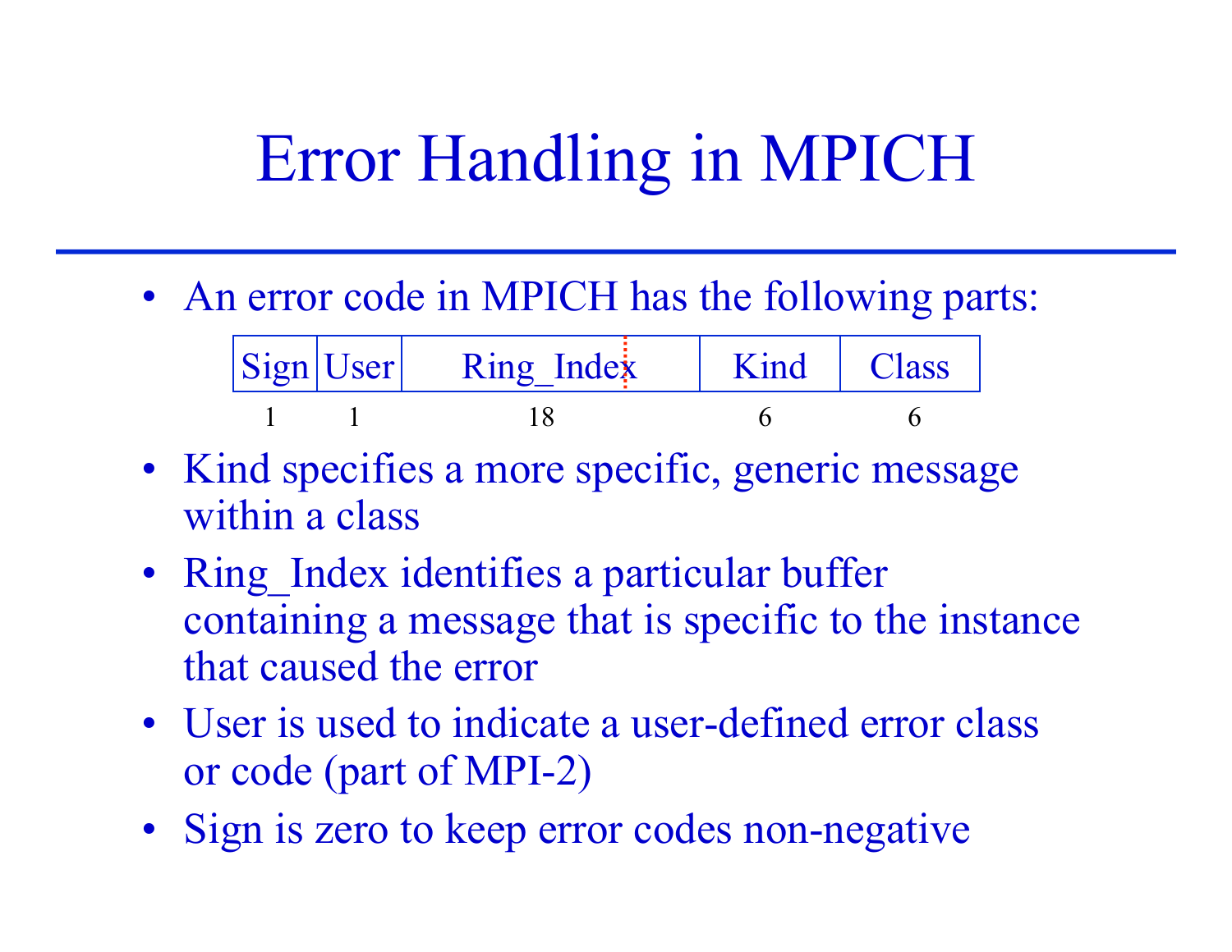# Error Handling in MPICH

- An error code in MPICH has the following parts:

| Sign | User | Ring_Index | Kind | Class |
|---|---|---|---|---|
| 1 | 1 | 18 | 6 | 6 |

- Kind specifies a more specific, generic message within a class
- Ring_Index identifies a particular buffer containing a message that is specific to the instance that caused the error
- User is used to indicate a user-defined error class or code (part of MPI-2)
- Sign is zero to keep error codes non-negative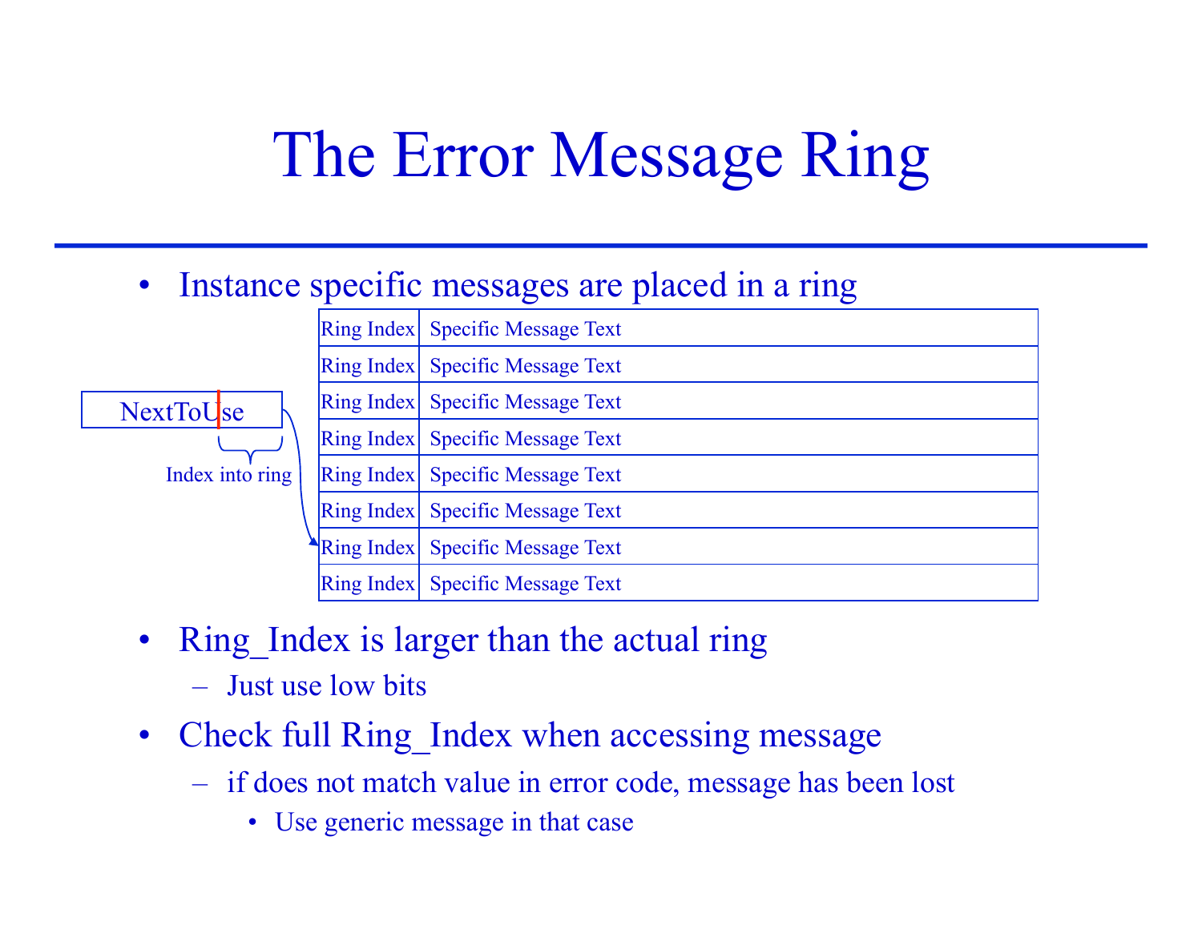# The Error Message Ring

- Instance specific messages are placed in a ring

NextToUse — Index into ring

| Ring Index | Specific Message Text |
|---|---|
| Ring Index | Specific Message Text |
| Ring Index | Specific Message Text |
| Ring Index | Specific Message Text |
| Ring Index | Specific Message Text |
| Ring Index | Specific Message Text |
| Ring Index | Specific Message Text |
| Ring Index | Specific Message Text |

- Ring_Index is larger than the actual ring
  - Just use low bits
- Check full Ring_Index when accessing message
  - if does not match value in error code, message has been lost
    - Use generic message in that case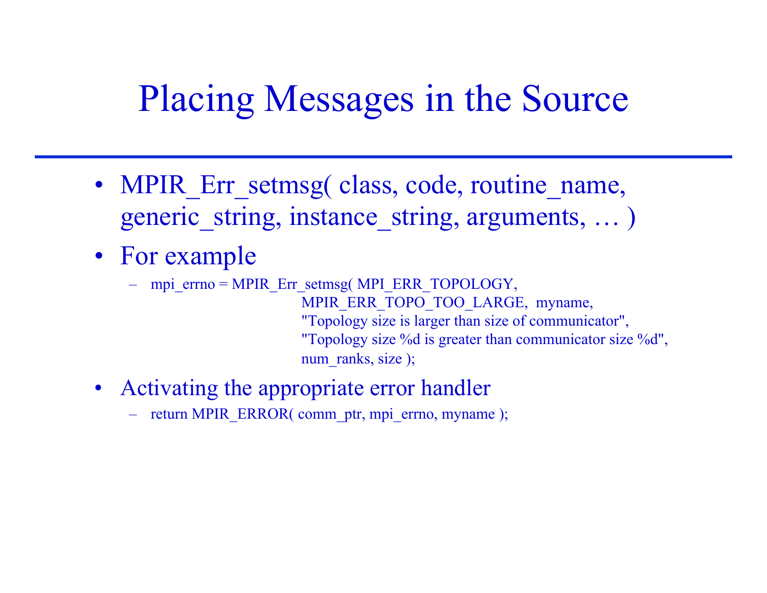# Placing Messages in the Source

- MPIR_Err_setmsg( class, code, routine_name, generic_string, instance_string, arguments, … )
- For example
  - ```
    mpi_errno = MPIR_Err_setmsg( MPI_ERR_TOPOLOGY,
                                 MPIR_ERR_TOPO_TOO_LARGE,  myname,
                                 "Topology size is larger than size of communicator",
                                 "Topology size %d is greater than communicator size %d",
                                 num_ranks, size );
    ```
- Activating the appropriate error handler
  - ```
    return MPIR_ERROR( comm_ptr, mpi_errno, myname );
    ```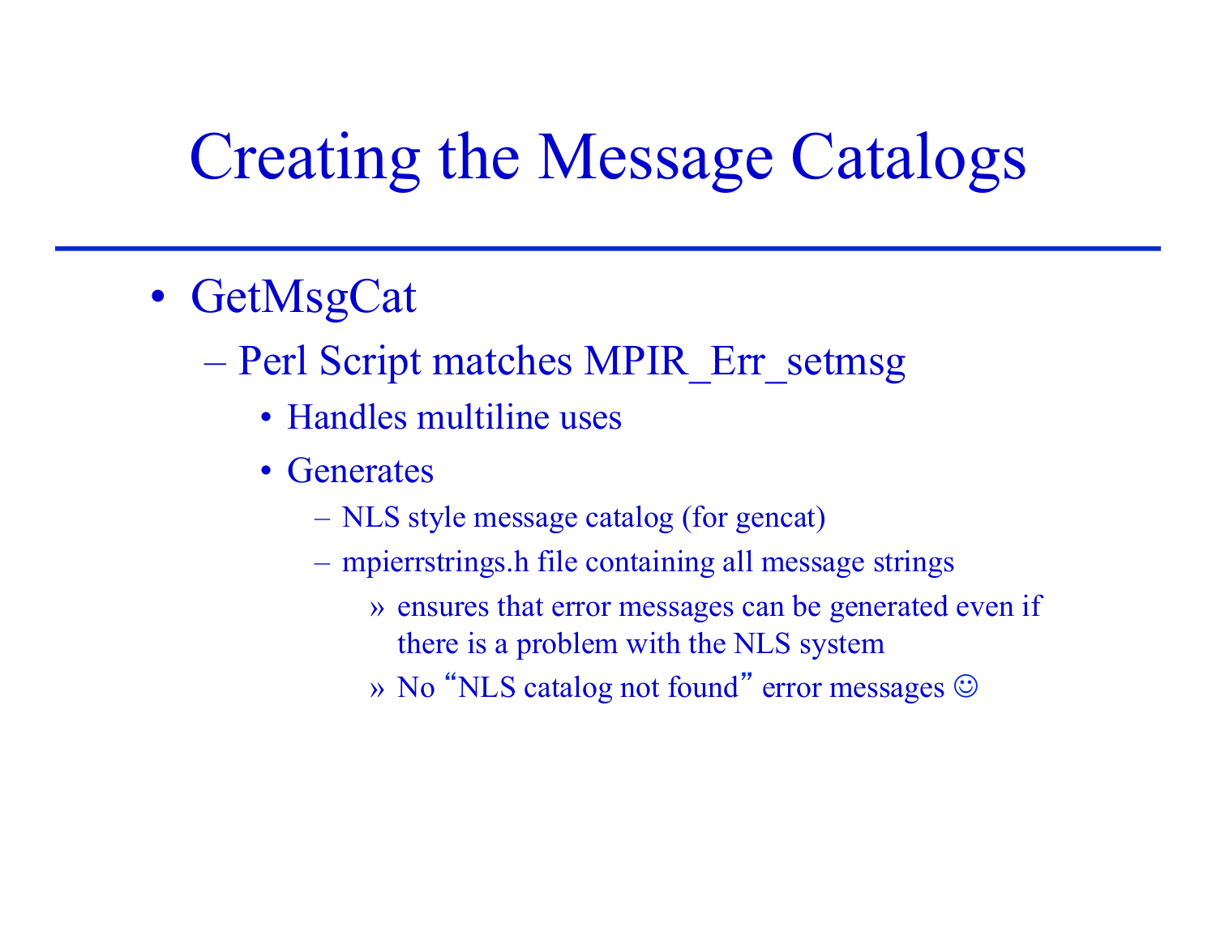# Creating the Message Catalogs

- GetMsgCat
  - Perl Script matches MPIR_Err_setmsg
    - Handles multiline uses
    - Generates
      - NLS style message catalog (for gencat)
      - mpierrstrings.h file containing all message strings
        - » ensures that error messages can be generated even if there is a problem with the NLS system
        - » No "NLS catalog not found" error messages ☺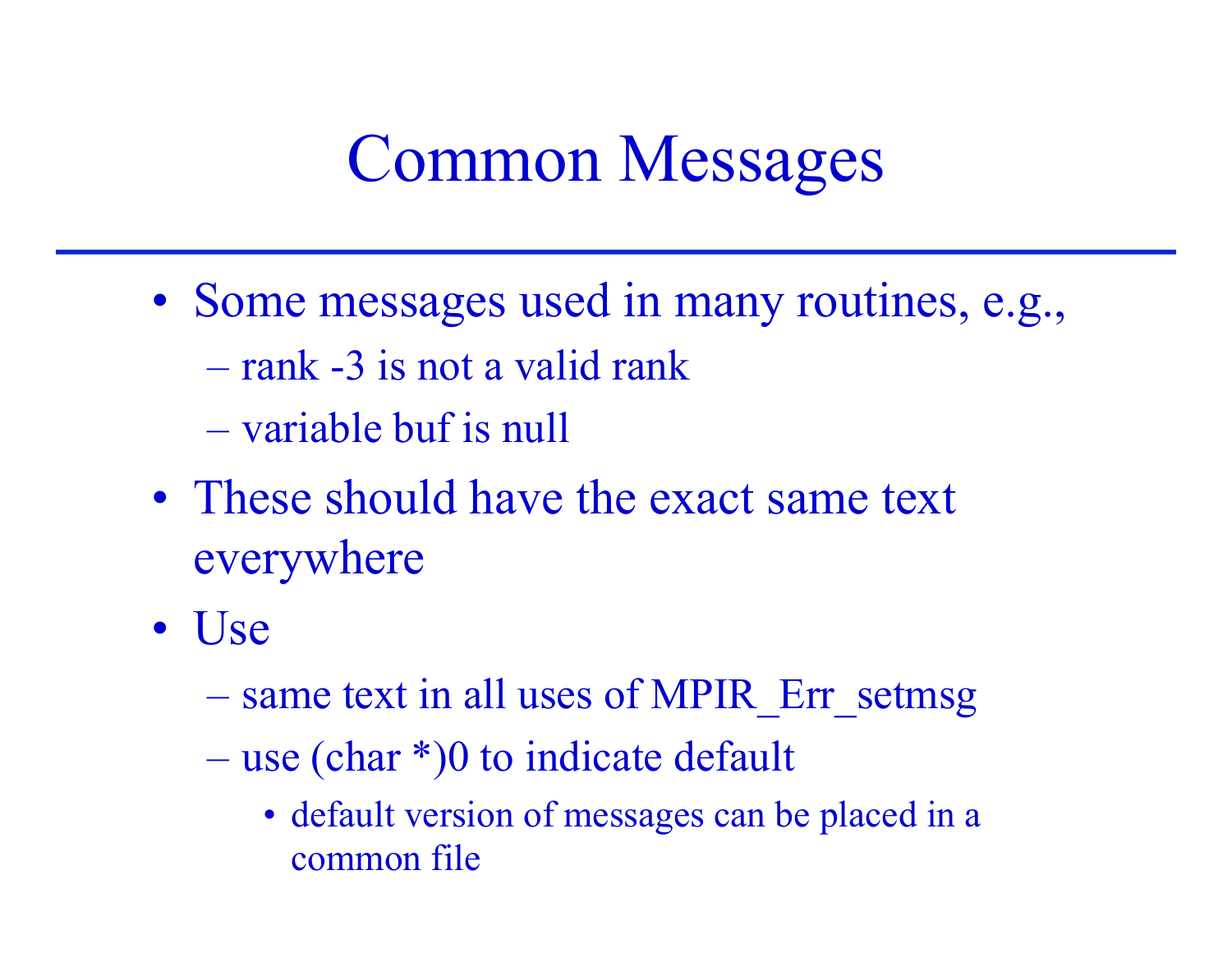# Common Messages

- Some messages used in many routines, e.g.,
  - rank -3 is not a valid rank
  - variable buf is null
- These should have the exact same text everywhere
- Use
  - same text in all uses of MPIR_Err_setmsg
  - use (char *)0 to indicate default
    - default version of messages can be placed in a common file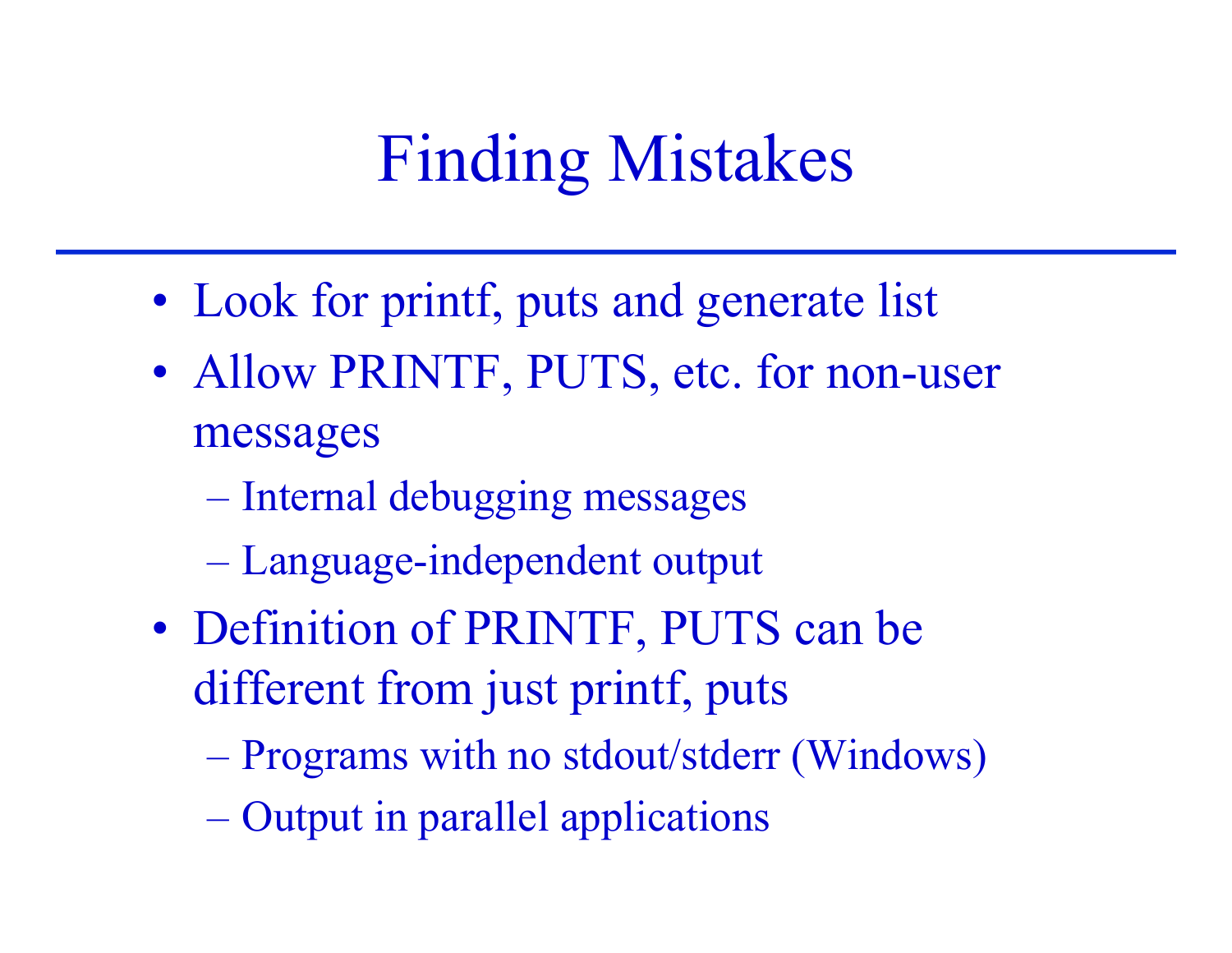# Finding Mistakes

- Look for printf, puts and generate list
- Allow PRINTF, PUTS, etc. for non-user messages
  - Internal debugging messages
  - Language-independent output
- Definition of PRINTF, PUTS can be different from just printf, puts
  - Programs with no stdout/stderr (Windows)
  - Output in parallel applications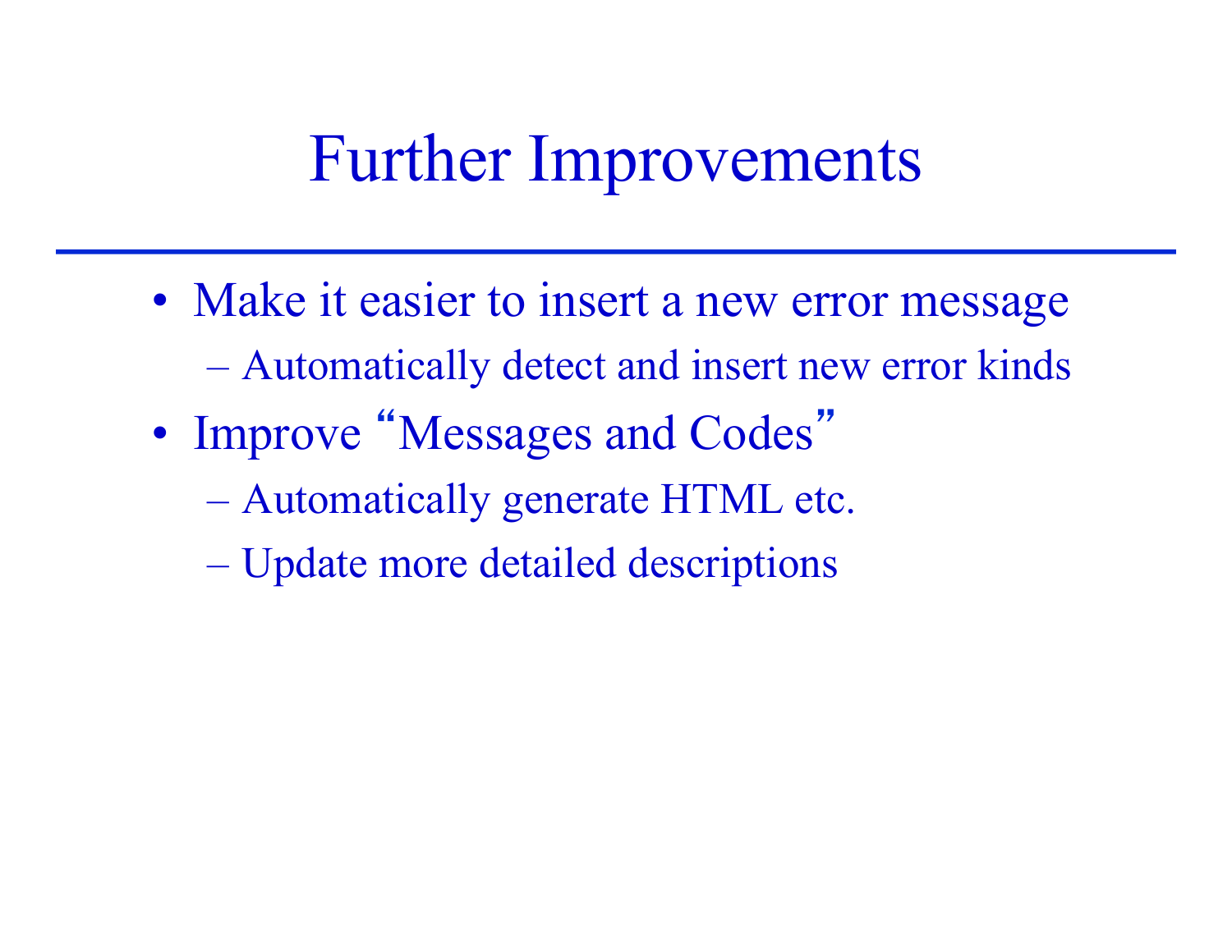# Further Improvements

- Make it easier to insert a new error message
  - Automatically detect and insert new error kinds
- Improve "Messages and Codes"
  - Automatically generate HTML etc.
  - Update more detailed descriptions